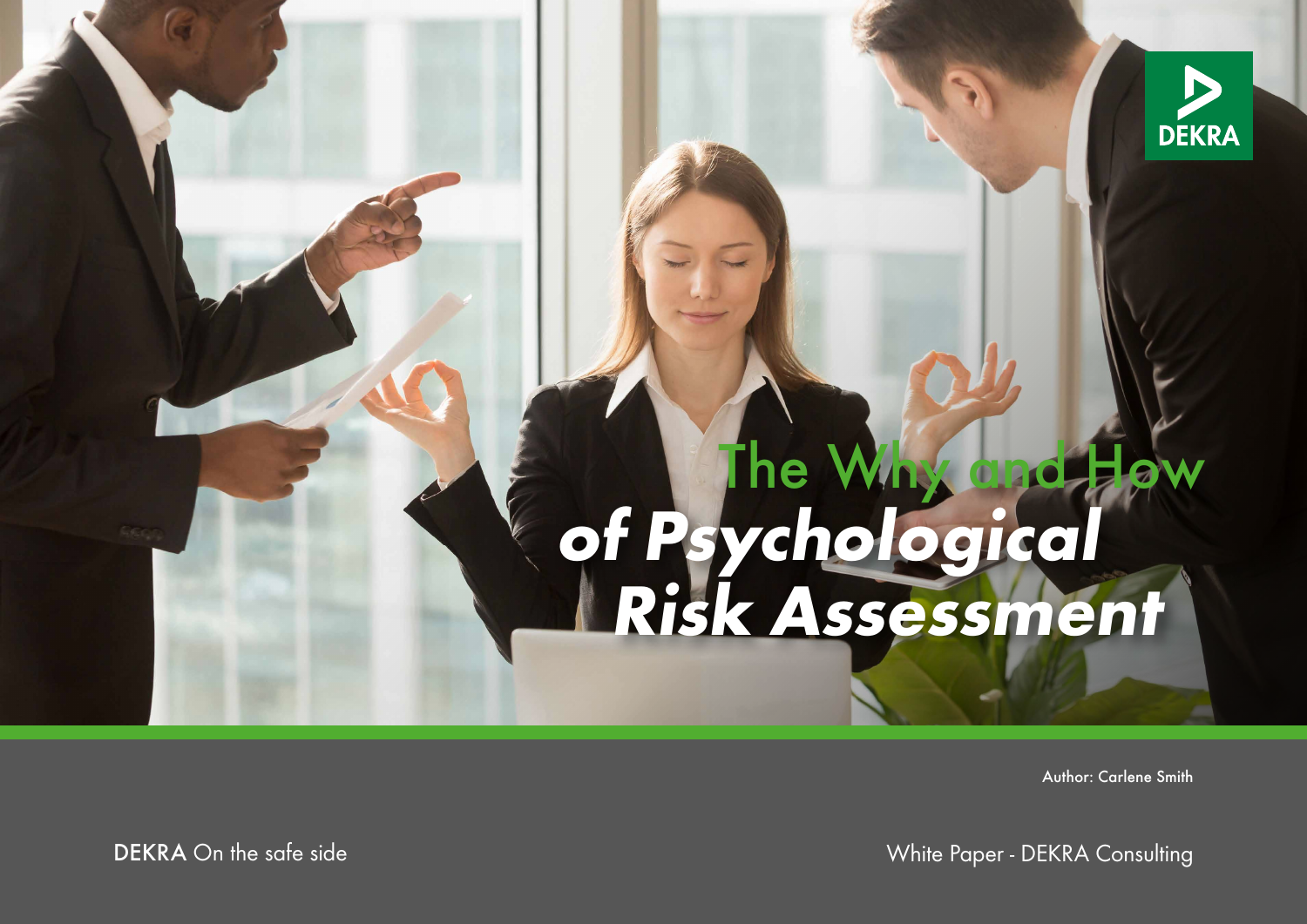# The Why and How of *Psychological Risk Assessment*

Author: Carlene Smith

DEKRA On the safe side

White Paper - DEKRA Consulting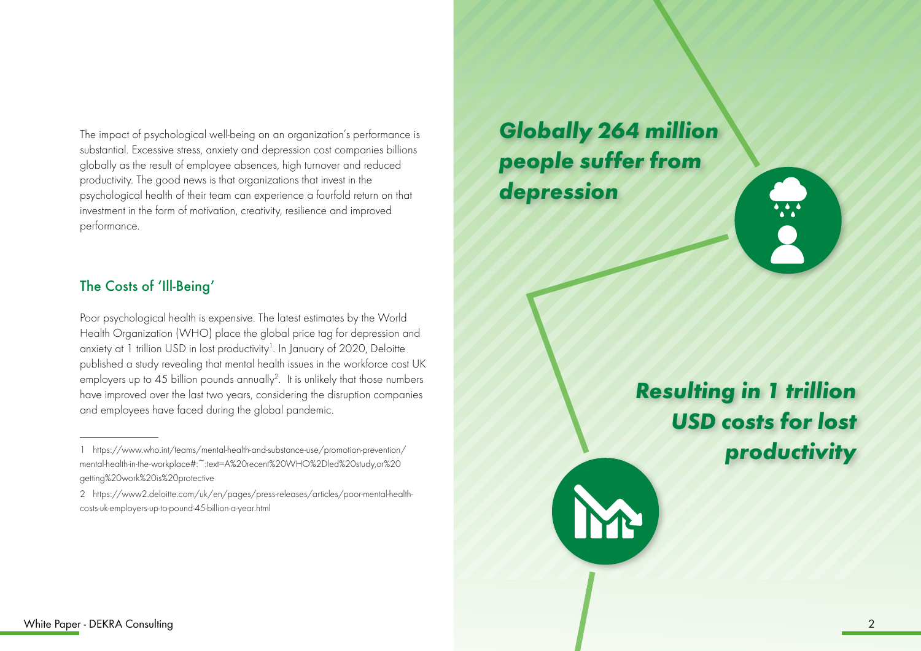The impact of psychological well-being on an organization's performance is substantial. Excessive stress, anxiety and depression cost companies billions globally as the result of employee absences, high turnover and reduced productivity. The good news is that organizations that invest in the psychological health of their team can experience a fourfold return on that investment in the form of motivation, creativity, resilience and improved performance.

## The Costs of 'Ill-Being'

Poor psychological health is expensive. The latest estimates by the World Health Organization (WHO) place the global price tag for depression and anxiety at 1 trillion USD in lost productivity[1]. In January of 2020, Deloitte published a study revealing that mental health issues in the workforce cost UK employers up to 45 billion pounds annually[2]. It is unlikely that those numbers have improved over the last two years, considering the disruption companies and employees have faced during the global pandemic.

***Globally 264 million people suffer from depression***

***Resulting in 1 trillion USD costs for lost productivity***

---

1 https://www.who.int/teams/mental-health-and-substance-use/promotion-prevention/mental-health-in-the-workplace#:~:text=A%20recent%20WHO%2Dled%20study,or%20getting%20work%20is%20protective

2 https://www2.deloitte.com/uk/en/pages/press-releases/articles/poor-mental-health-costs-uk-employers-up-to-pound-45-billion-a-year.html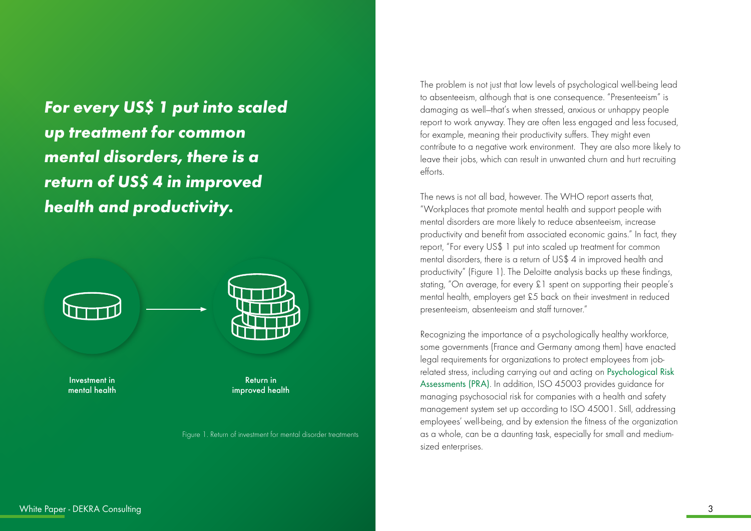***For every US$ 1 put into scaled up treatment for common mental disorders, there is a return of US$ 4 in improved health and productivity.***

Investment in mental health

Return in improved health

Figure 1. Return of investment for mental disorder treatments

The problem is not just that low levels of psychological well-being lead to absenteeism, although that is one consequence. "Presenteeism" is damaging as well—that's when stressed, anxious or unhappy people report to work anyway. They are often less engaged and less focused, for example, meaning their productivity suffers. They might even contribute to a negative work environment. They are also more likely to leave their jobs, which can result in unwanted churn and hurt recruiting efforts.

The news is not all bad, however. The WHO report asserts that, "Workplaces that promote mental health and support people with mental disorders are more likely to reduce absenteeism, increase productivity and benefit from associated economic gains." In fact, they report, "For every US$ 1 put into scaled up treatment for common mental disorders, there is a return of US$ 4 in improved health and productivity" (Figure 1). The Deloitte analysis backs up these findings, stating, "On average, for every £1 spent on supporting their people's mental health, employers get £5 back on their investment in reduced presenteeism, absenteeism and staff turnover."

Recognizing the importance of a psychologically healthy workforce, some governments (France and Germany among them) have enacted legal requirements for organizations to protect employees from job-related stress, including carrying out and acting on Psychological Risk Assessments (PRA). In addition, ISO 45003 provides guidance for managing psychosocial risk for companies with a health and safety management system set up according to ISO 45001. Still, addressing employees' well-being, and by extension the fitness of the organization as a whole, can be a daunting task, especially for small and medium-sized enterprises.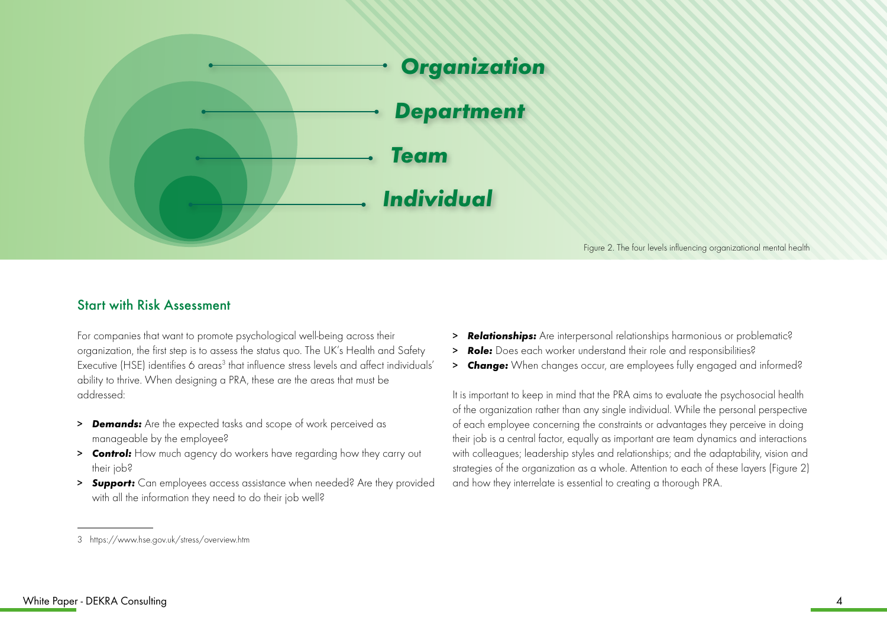Organization

Department

Team

Individual

Figure 2. The four levels influencing organizational mental health

## Start with Risk Assessment

For companies that want to promote psychological well-being across their organization, the first step is to assess the status quo. The UK's Health and Safety Executive (HSE) identifies 6 areas[3] that influence stress levels and affect individuals' ability to thrive. When designing a PRA, these are the areas that must be addressed:

- ***Demands:*** Are the expected tasks and scope of work perceived as manageable by the employee?
- ***Control:*** How much agency do workers have regarding how they carry out their job?
- ***Support:*** Can employees access assistance when needed? Are they provided with all the information they need to do their job well?
- ***Relationships:*** Are interpersonal relationships harmonious or problematic?
- ***Role:*** Does each worker understand their role and responsibilities?
- ***Change:*** When changes occur, are employees fully engaged and informed?

It is important to keep in mind that the PRA aims to evaluate the psychosocial health of the organization rather than any single individual. While the personal perspective of each employee concerning the constraints or advantages they perceive in doing their job is a central factor, equally as important are team dynamics and interactions with colleagues; leadership styles and relationships; and the adaptability, vision and strategies of the organization as a whole. Attention to each of these layers (Figure 2) and how they interrelate is essential to creating a thorough PRA.

3 https://www.hse.gov.uk/stress/overview.htm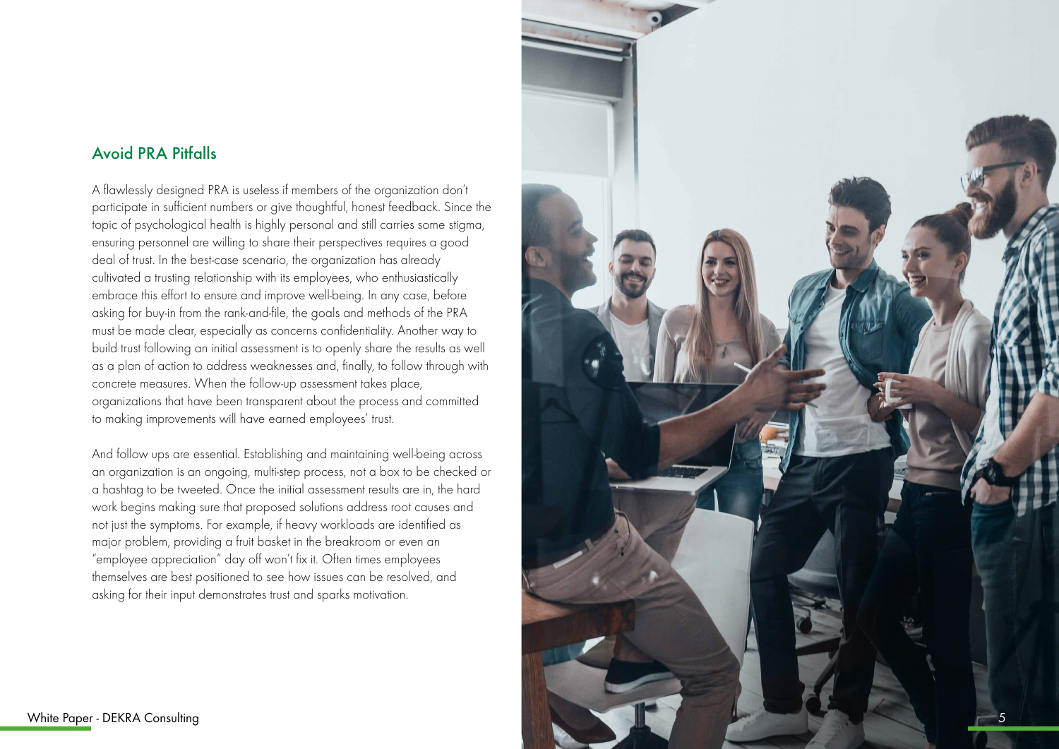## Avoid PRA Pitfalls

A flawlessly designed PRA is useless if members of the organization don't participate in sufficient numbers or give thoughtful, honest feedback. Since the topic of psychological health is highly personal and still carries some stigma, ensuring personnel are willing to share their perspectives requires a good deal of trust. In the best-case scenario, the organization has already cultivated a trusting relationship with its employees, who enthusiastically embrace this effort to ensure and improve well-being. In any case, before asking for buy-in from the rank-and-file, the goals and methods of the PRA must be made clear, especially as concerns confidentiality. Another way to build trust following an initial assessment is to openly share the results as well as a plan of action to address weaknesses and, finally, to follow through with concrete measures. When the follow-up assessment takes place, organizations that have been transparent about the process and committed to making improvements will have earned employees' trust.

And follow ups are essential. Establishing and maintaining well-being across an organization is an ongoing, multi-step process, not a box to be checked or a hashtag to be tweeted. Once the initial assessment results are in, the hard work begins making sure that proposed solutions address root causes and not just the symptoms. For example, if heavy workloads are identified as major problem, providing a fruit basket in the breakroom or even an "employee appreciation" day off won't fix it. Often times employees themselves are best positioned to see how issues can be resolved, and asking for their input demonstrates trust and sparks motivation.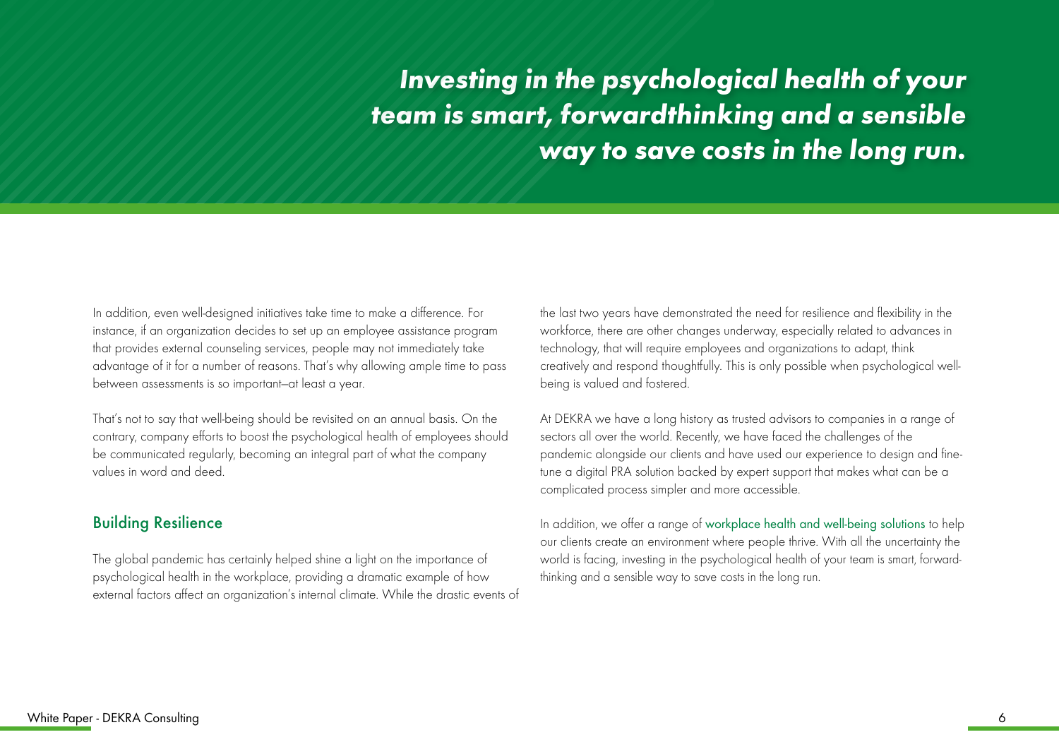***Investing in the psychological health of your team is smart, forwardthinking and a sensible way to save costs in the long run.***

In addition, even well-designed initiatives take time to make a difference. For instance, if an organization decides to set up an employee assistance program that provides external counseling services, people may not immediately take advantage of it for a number of reasons. That's why allowing ample time to pass between assessments is so important–at least a year.

That's not to say that well-being should be revisited on an annual basis. On the contrary, company efforts to boost the psychological health of employees should be communicated regularly, becoming an integral part of what the company values in word and deed.

## Building Resilience

The global pandemic has certainly helped shine a light on the importance of psychological health in the workplace, providing a dramatic example of how external factors affect an organization's internal climate. While the drastic events of the last two years have demonstrated the need for resilience and flexibility in the workforce, there are other changes underway, especially related to advances in technology, that will require employees and organizations to adapt, think creatively and respond thoughtfully. This is only possible when psychological well-being is valued and fostered.

At DEKRA we have a long history as trusted advisors to companies in a range of sectors all over the world. Recently, we have faced the challenges of the pandemic alongside our clients and have used our experience to design and fine-tune a digital PRA solution backed by expert support that makes what can be a complicated process simpler and more accessible.

In addition, we offer a range of workplace health and well-being solutions to help our clients create an environment where people thrive. With all the uncertainty the world is facing, investing in the psychological health of your team is smart, forward-thinking and a sensible way to save costs in the long run.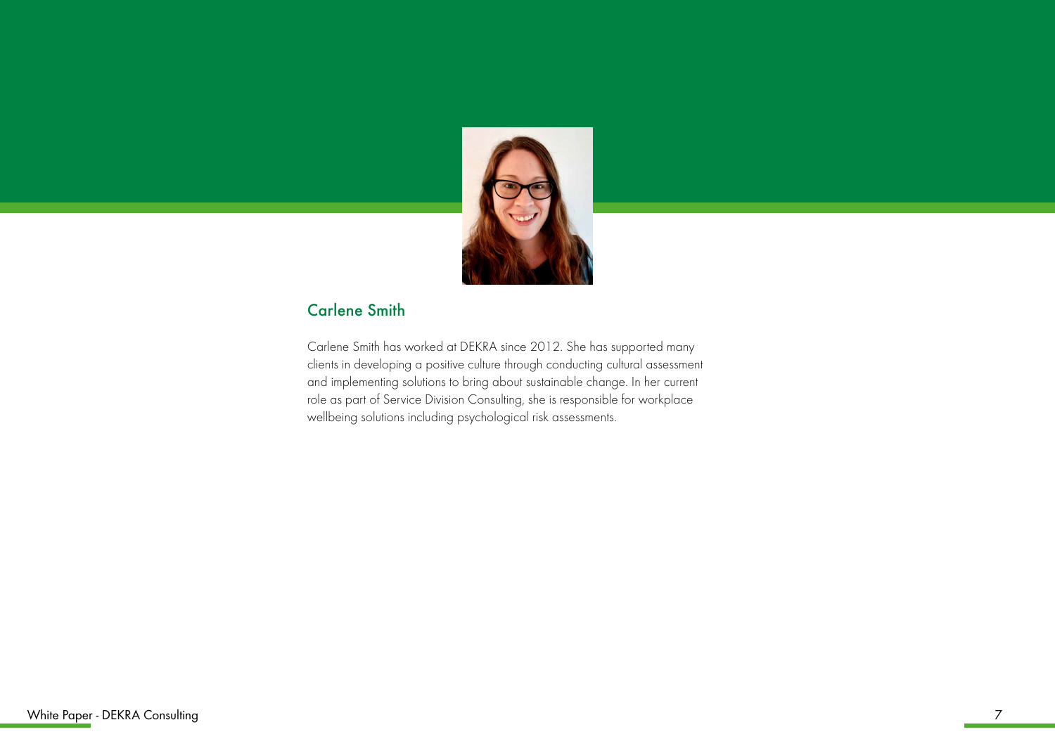## Carlene Smith

Carlene Smith has worked at DEKRA since 2012. She has supported many clients in developing a positive culture through conducting cultural assessment and implementing solutions to bring about sustainable change. In her current role as part of Service Division Consulting, she is responsible for workplace wellbeing solutions including psychological risk assessments.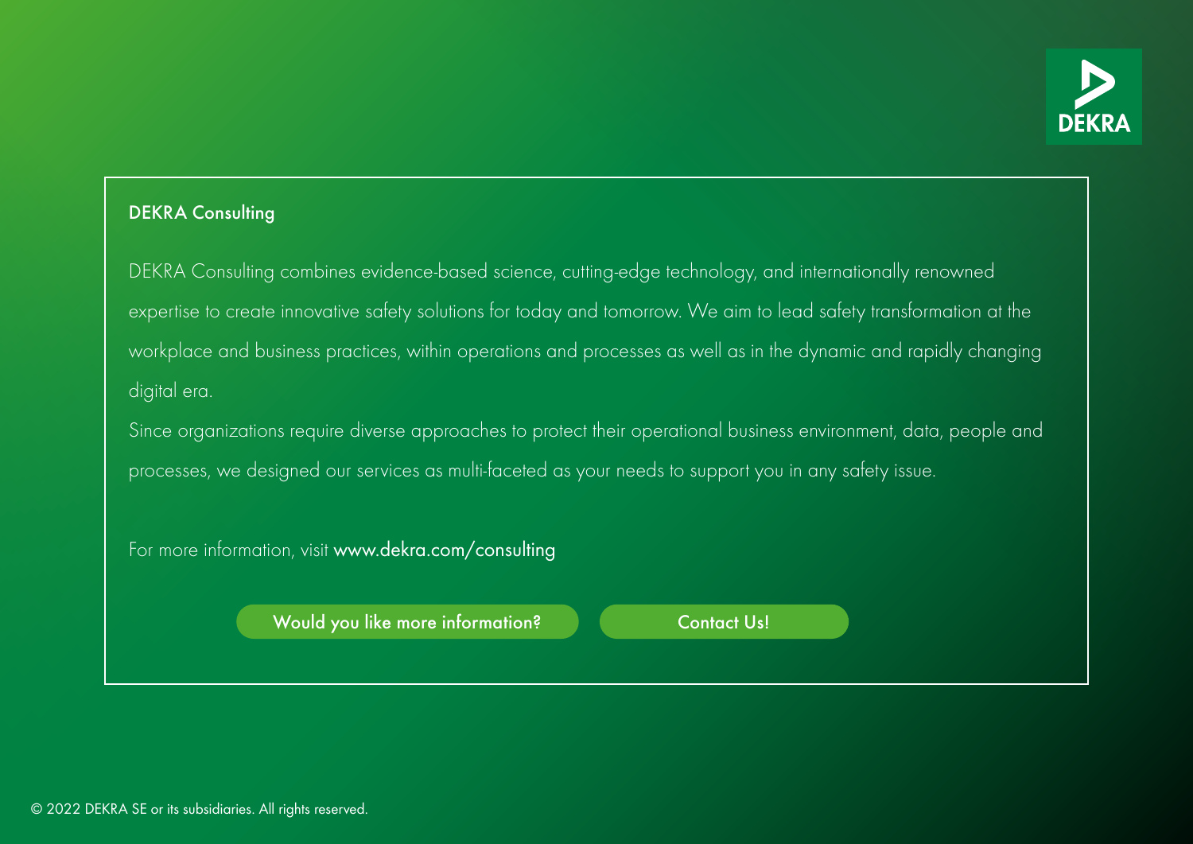DEKRA

## DEKRA Consulting

DEKRA Consulting combines evidence-based science, cutting-edge technology, and internationally renowned expertise to create innovative safety solutions for today and tomorrow. We aim to lead safety transformation at the workplace and business practices, within operations and processes as well as in the dynamic and rapidly changing digital era.

Since organizations require diverse approaches to protect their operational business environment, data, people and processes, we designed our services as multi-faceted as your needs to support you in any safety issue.

For more information, visit www.dekra.com/consulting

Would you like more information?

Contact Us!

© 2022 DEKRA SE or its subsidiaries. All rights reserved.